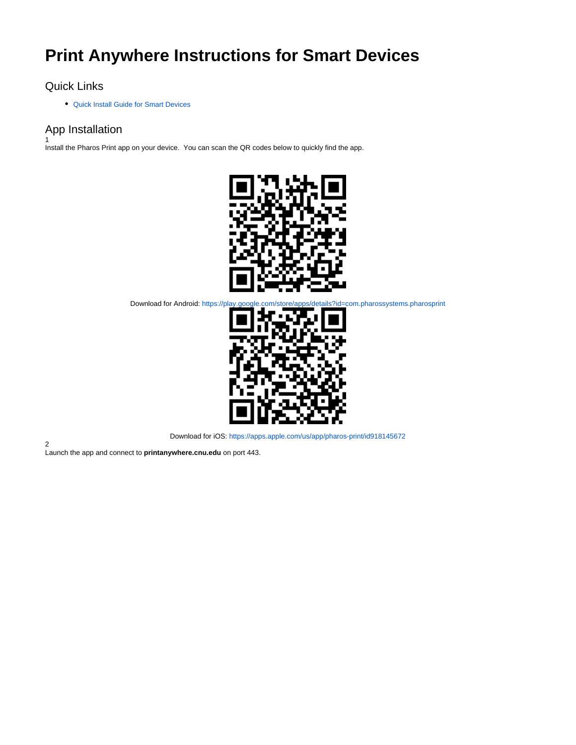# Print Anywhere Instructions for Smart Devices

## Quick Links

- Quick Install Guide for Smart Devices

## App Installation

1

Install the Pharos Print app on your device.  You can scan the QR codes below to quickly find the app.

Download for Android: https://play.google.com/store/apps/details?id=com.pharossystems.pharosprint

Download for iOS: https://apps.apple.com/us/app/pharos-print/id918145672

2

Launch the app and connect to **printanywhere.cnu.edu** on port 443.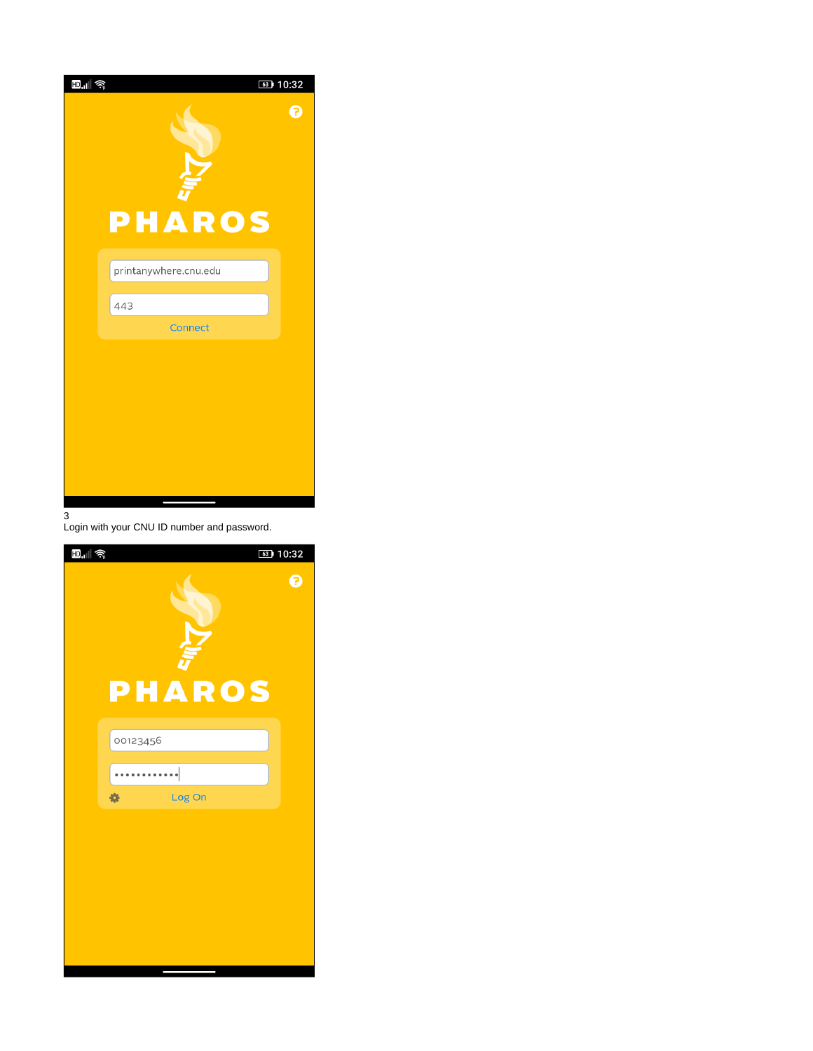3
Login with your CNU ID number and password.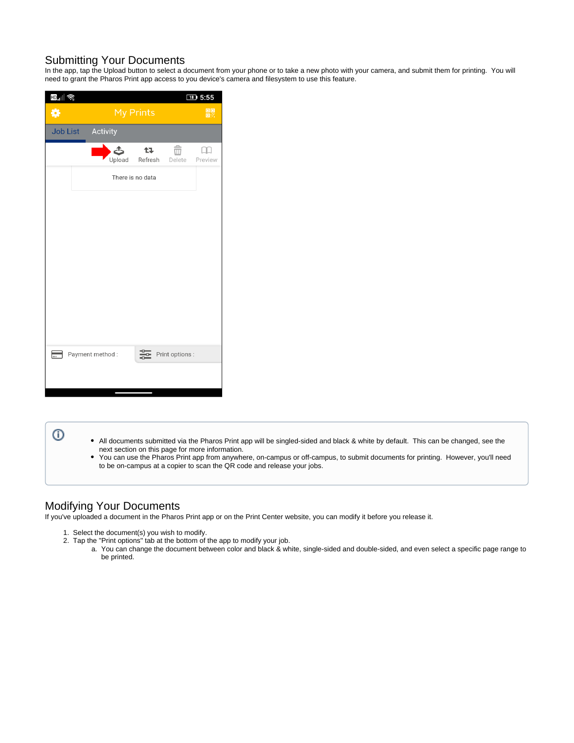## Submitting Your Documents

In the app, tap the Upload button to select a document from your phone or to take a new photo with your camera, and submit them for printing. You will need to grant the Pharos Print app access to you device's camera and filesystem to use this feature.

- All documents submitted via the Pharos Print app will be singled-sided and black & white by default. This can be changed, see the next section on this page for more information.
- You can use the Pharos Print app from anywhere, on-campus or off-campus, to submit documents for printing. However, you'll need to be on-campus at a copier to scan the QR code and release your jobs.

## Modifying Your Documents

If you've uploaded a document in the Pharos Print app or on the Print Center website, you can modify it before you release it.

1. Select the document(s) you wish to modify.
2. Tap the "Print options" tab at the bottom of the app to modify your job.
   a. You can change the document between color and black & white, single-sided and double-sided, and even select a specific page range to be printed.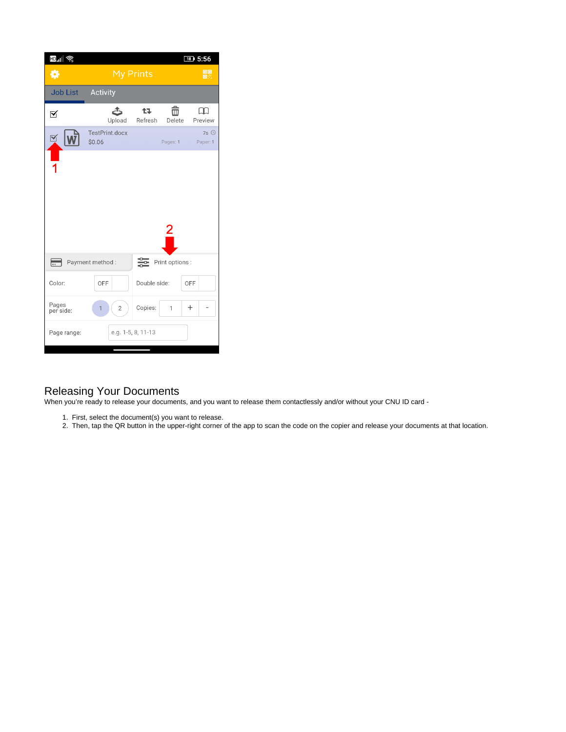## Releasing Your Documents

When you're ready to release your documents, and you want to release them contactlessly and/or without your CNU ID card -

1. First, select the document(s) you want to release.
2. Then, tap the QR button in the upper-right corner of the app to scan the code on the copier and release your documents at that location.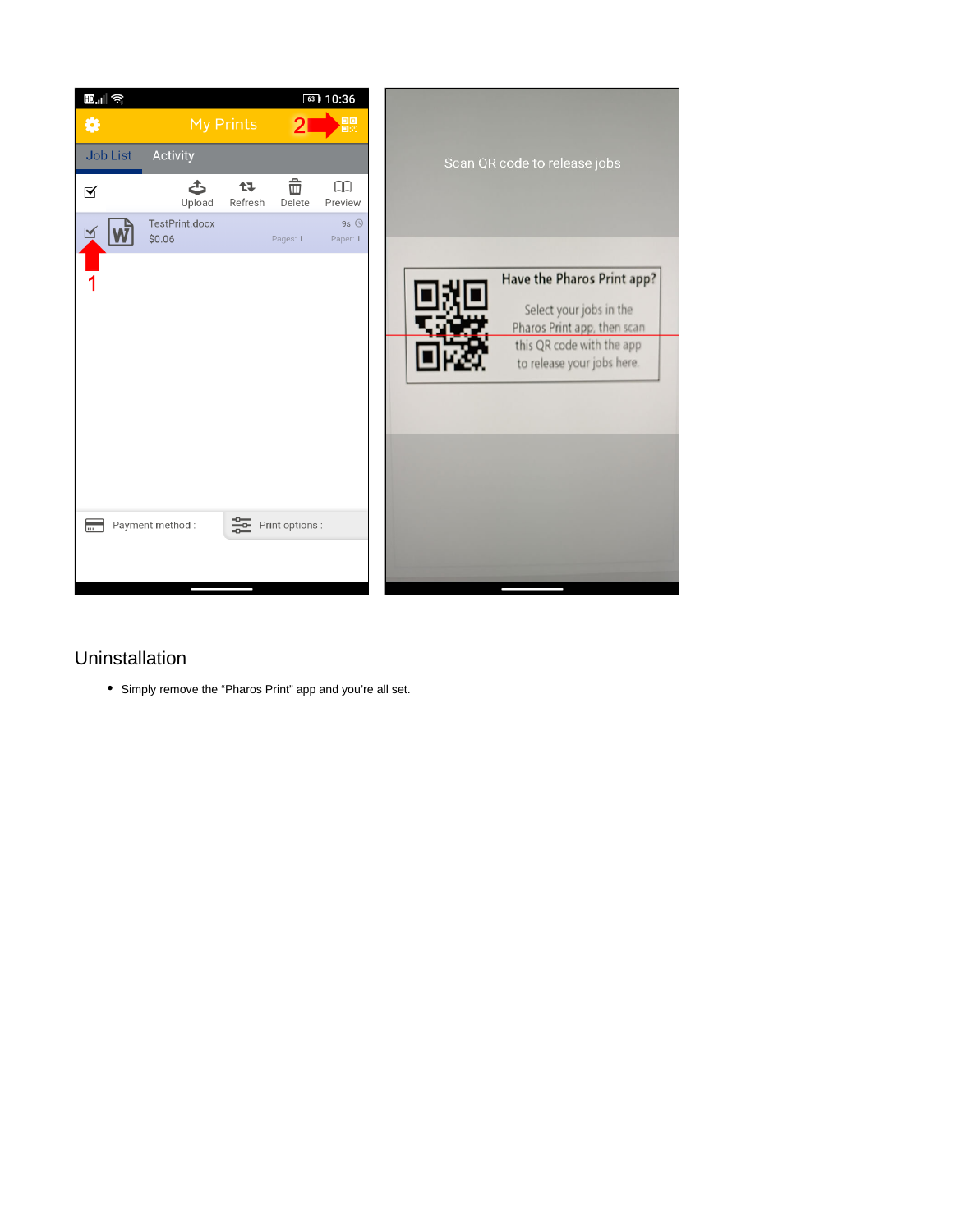## Uninstallation

- Simply remove the “Pharos Print” app and you’re all set.